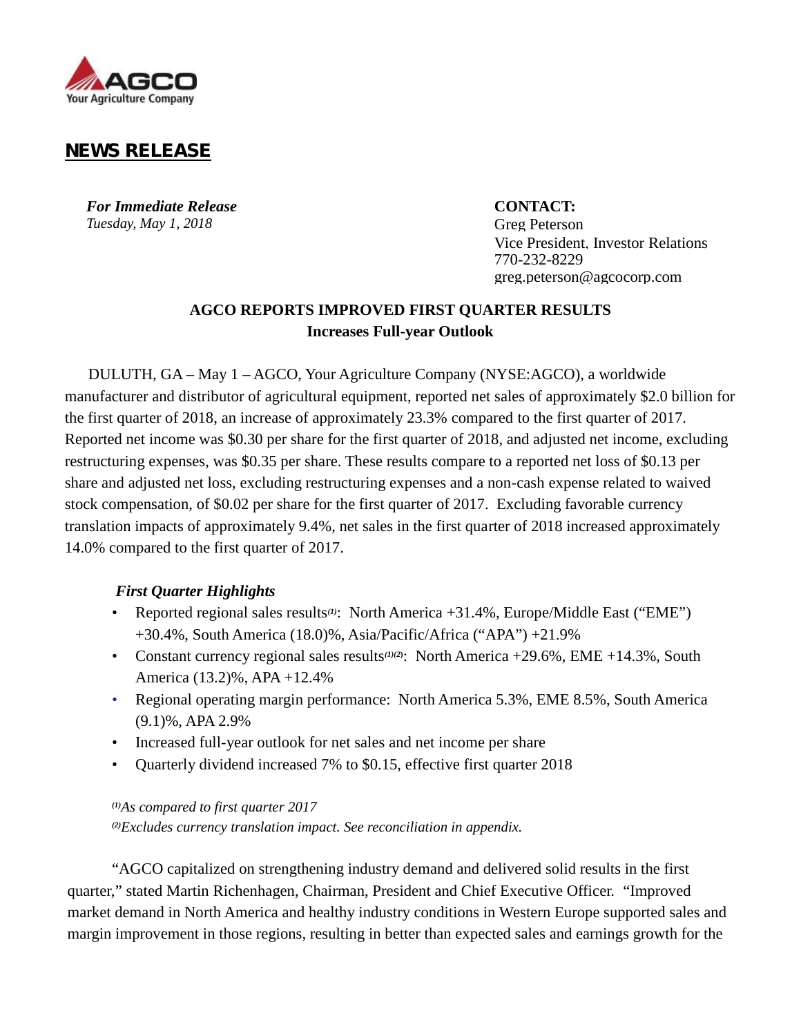AGCO
Your Agriculture Company

# NEWS RELEASE

***For Immediate Release***
*Tuesday, May 1, 2018*

**CONTACT:**
Greg Peterson
Vice President, Investor Relations
770-232-8229
greg.peterson@agcocorp.com

## AGCO REPORTS IMPROVED FIRST QUARTER RESULTS
## Increases Full-year Outlook

DULUTH, GA – May 1 – AGCO, Your Agriculture Company (NYSE:AGCO), a worldwide manufacturer and distributor of agricultural equipment, reported net sales of approximately $2.0 billion for the first quarter of 2018, an increase of approximately 23.3% compared to the first quarter of 2017. Reported net income was $0.30 per share for the first quarter of 2018, and adjusted net income, excluding restructuring expenses, was $0.35 per share. These results compare to a reported net loss of $0.13 per share and adjusted net loss, excluding restructuring expenses and a non-cash expense related to waived stock compensation, of $0.02 per share for the first quarter of 2017. Excluding favorable currency translation impacts of approximately 9.4%, net sales in the first quarter of 2018 increased approximately 14.0% compared to the first quarter of 2017.

### *First Quarter Highlights*

- Reported regional sales results[(1)]: North America +31.4%, Europe/Middle East ("EME") +30.4%, South America (18.0)%, Asia/Pacific/Africa ("APA") +21.9%
- Constant currency regional sales results[(1)(2)]: North America +29.6%, EME +14.3%, South America (13.2)%, APA +12.4%
- Regional operating margin performance: North America 5.3%, EME 8.5%, South America (9.1)%, APA 2.9%
- Increased full-year outlook for net sales and net income per share
- Quarterly dividend increased 7% to $0.15, effective first quarter 2018

*[(1)]As compared to first quarter 2017*
*[(2)]Excludes currency translation impact. See reconciliation in appendix.*

"AGCO capitalized on strengthening industry demand and delivered solid results in the first quarter," stated Martin Richenhagen, Chairman, President and Chief Executive Officer. "Improved market demand in North America and healthy industry conditions in Western Europe supported sales and margin improvement in those regions, resulting in better than expected sales and earnings growth for the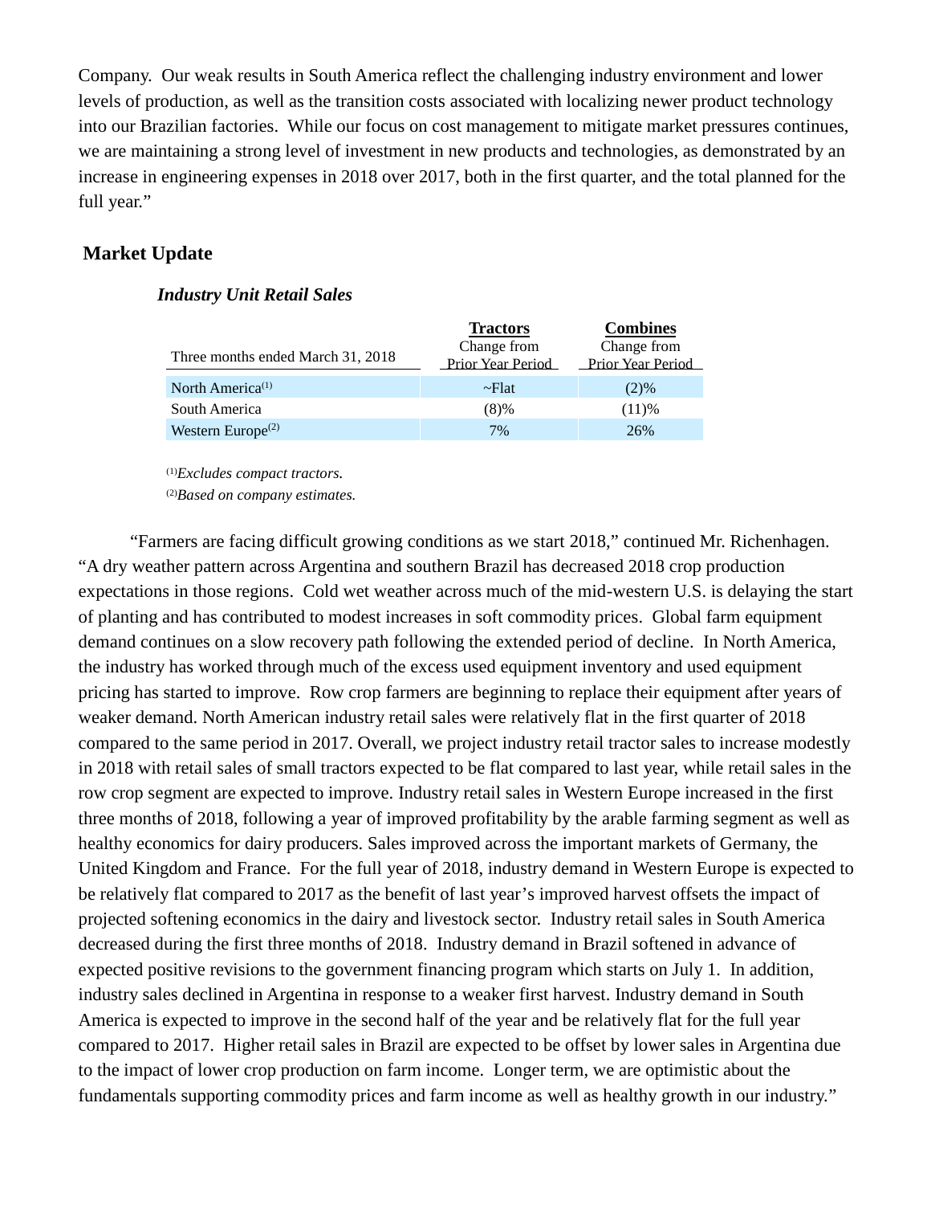Company. Our weak results in South America reflect the challenging industry environment and lower levels of production, as well as the transition costs associated with localizing newer product technology into our Brazilian factories. While our focus on cost management to mitigate market pressures continues, we are maintaining a strong level of investment in new products and technologies, as demonstrated by an increase in engineering expenses in 2018 over 2017, both in the first quarter, and the total planned for the full year."

## Market Update

### *Industry Unit Retail Sales*

| Three months ended March 31, 2018 | **Tractors** Change from Prior Year Period | **Combines** Change from Prior Year Period |
|---|---|---|
| North America[(1)] | ~Flat | (2)% |
| South America | (8)% | (11)% |
| Western Europe[(2)] | 7% | 26% |

[(1)]*Excludes compact tractors.*

[(2)]*Based on company estimates.*

"Farmers are facing difficult growing conditions as we start 2018," continued Mr. Richenhagen. "A dry weather pattern across Argentina and southern Brazil has decreased 2018 crop production expectations in those regions. Cold wet weather across much of the mid-western U.S. is delaying the start of planting and has contributed to modest increases in soft commodity prices. Global farm equipment demand continues on a slow recovery path following the extended period of decline. In North America, the industry has worked through much of the excess used equipment inventory and used equipment pricing has started to improve. Row crop farmers are beginning to replace their equipment after years of weaker demand. North American industry retail sales were relatively flat in the first quarter of 2018 compared to the same period in 2017. Overall, we project industry retail tractor sales to increase modestly in 2018 with retail sales of small tractors expected to be flat compared to last year, while retail sales in the row crop segment are expected to improve. Industry retail sales in Western Europe increased in the first three months of 2018, following a year of improved profitability by the arable farming segment as well as healthy economics for dairy producers. Sales improved across the important markets of Germany, the United Kingdom and France. For the full year of 2018, industry demand in Western Europe is expected to be relatively flat compared to 2017 as the benefit of last year's improved harvest offsets the impact of projected softening economics in the dairy and livestock sector. Industry retail sales in South America decreased during the first three months of 2018. Industry demand in Brazil softened in advance of expected positive revisions to the government financing program which starts on July 1. In addition, industry sales declined in Argentina in response to a weaker first harvest. Industry demand in South America is expected to improve in the second half of the year and be relatively flat for the full year compared to 2017. Higher retail sales in Brazil are expected to be offset by lower sales in Argentina due to the impact of lower crop production on farm income. Longer term, we are optimistic about the fundamentals supporting commodity prices and farm income as well as healthy growth in our industry."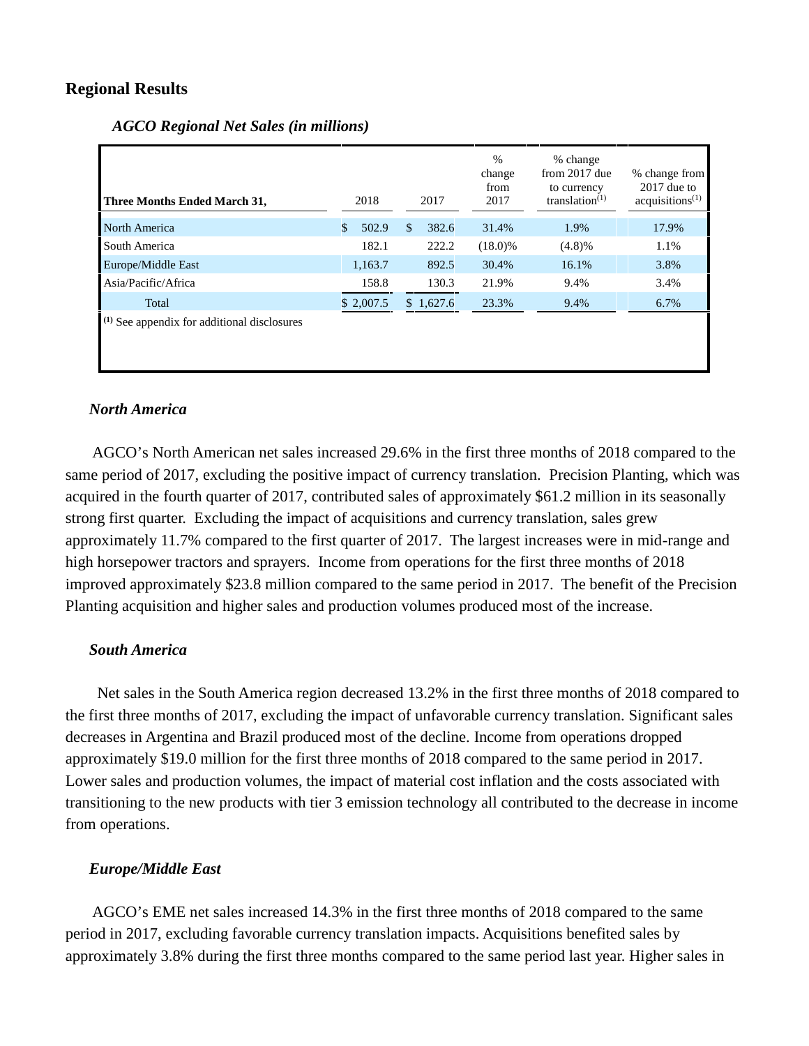## Regional Results

*AGCO Regional Net Sales (in millions)*

| Three Months Ended March 31, | 2018 | 2017 | % change from 2017 | % change from 2017 due to currency translation(1) | % change from 2017 due to acquisitions(1) |
|---|---|---|---|---|---|
| North America | $ 502.9 | $ 382.6 | 31.4% | 1.9% | 17.9% |
| South America | 182.1 | 222.2 | (18.0)% | (4.8)% | 1.1% |
| Europe/Middle East | 1,163.7 | 892.5 | 30.4% | 16.1% | 3.8% |
| Asia/Pacific/Africa | 158.8 | 130.3 | 21.9% | 9.4% | 3.4% |
| Total | $ 2,007.5 | $ 1,627.6 | 23.3% | 9.4% | 6.7% |

(1) See appendix for additional disclosures

### *North America*

AGCO's North American net sales increased 29.6% in the first three months of 2018 compared to the same period of 2017, excluding the positive impact of currency translation. Precision Planting, which was acquired in the fourth quarter of 2017, contributed sales of approximately $61.2 million in its seasonally strong first quarter. Excluding the impact of acquisitions and currency translation, sales grew approximately 11.7% compared to the first quarter of 2017. The largest increases were in mid-range and high horsepower tractors and sprayers. Income from operations for the first three months of 2018 improved approximately $23.8 million compared to the same period in 2017. The benefit of the Precision Planting acquisition and higher sales and production volumes produced most of the increase.

### *South America*

Net sales in the South America region decreased 13.2% in the first three months of 2018 compared to the first three months of 2017, excluding the impact of unfavorable currency translation. Significant sales decreases in Argentina and Brazil produced most of the decline. Income from operations dropped approximately $19.0 million for the first three months of 2018 compared to the same period in 2017. Lower sales and production volumes, the impact of material cost inflation and the costs associated with transitioning to the new products with tier 3 emission technology all contributed to the decrease in income from operations.

### *Europe/Middle East*

AGCO's EME net sales increased 14.3% in the first three months of 2018 compared to the same period in 2017, excluding favorable currency translation impacts. Acquisitions benefited sales by approximately 3.8% during the first three months compared to the same period last year. Higher sales in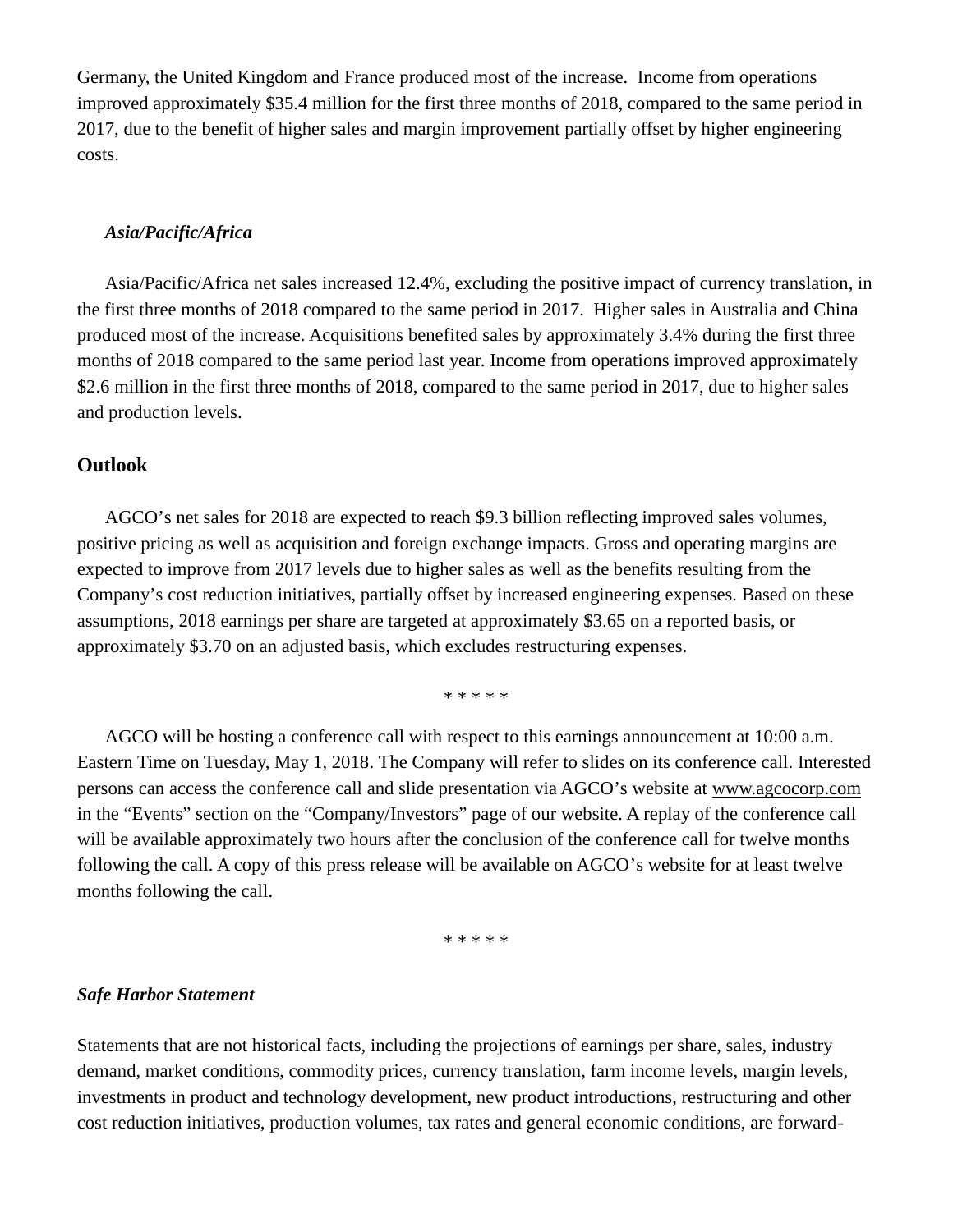Germany, the United Kingdom and France produced most of the increase.  Income from operations improved approximately $35.4 million for the first three months of 2018, compared to the same period in 2017, due to the benefit of higher sales and margin improvement partially offset by higher engineering costs.

***Asia/Pacific/Africa***

Asia/Pacific/Africa net sales increased 12.4%, excluding the positive impact of currency translation, in the first three months of 2018 compared to the same period in 2017.  Higher sales in Australia and China produced most of the increase. Acquisitions benefited sales by approximately 3.4% during the first three months of 2018 compared to the same period last year. Income from operations improved approximately $2.6 million in the first three months of 2018, compared to the same period in 2017, due to higher sales and production levels.

## Outlook

AGCO's net sales for 2018 are expected to reach $9.3 billion reflecting improved sales volumes, positive pricing as well as acquisition and foreign exchange impacts. Gross and operating margins are expected to improve from 2017 levels due to higher sales as well as the benefits resulting from the Company's cost reduction initiatives, partially offset by increased engineering expenses. Based on these assumptions, 2018 earnings per share are targeted at approximately $3.65 on a reported basis, or approximately $3.70 on an adjusted basis, which excludes restructuring expenses.

\* \* \* \* \*

AGCO will be hosting a conference call with respect to this earnings announcement at 10:00 a.m. Eastern Time on Tuesday, May 1, 2018. The Company will refer to slides on its conference call. Interested persons can access the conference call and slide presentation via AGCO's website at www.agcocorp.com in the "Events" section on the "Company/Investors" page of our website. A replay of the conference call will be available approximately two hours after the conclusion of the conference call for twelve months following the call. A copy of this press release will be available on AGCO's website for at least twelve months following the call.

\* \* \* \* \*

***Safe Harbor Statement***

Statements that are not historical facts, including the projections of earnings per share, sales, industry demand, market conditions, commodity prices, currency translation, farm income levels, margin levels, investments in product and technology development, new product introductions, restructuring and other cost reduction initiatives, production volumes, tax rates and general economic conditions, are forward-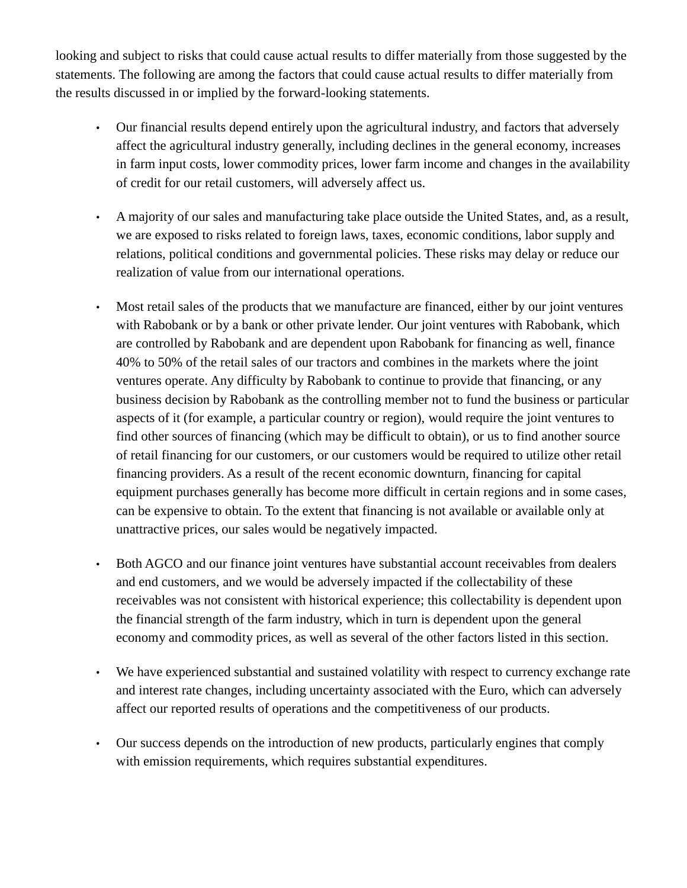looking and subject to risks that could cause actual results to differ materially from those suggested by the statements. The following are among the factors that could cause actual results to differ materially from the results discussed in or implied by the forward-looking statements.

- Our financial results depend entirely upon the agricultural industry, and factors that adversely affect the agricultural industry generally, including declines in the general economy, increases in farm input costs, lower commodity prices, lower farm income and changes in the availability of credit for our retail customers, will adversely affect us.

- A majority of our sales and manufacturing take place outside the United States, and, as a result, we are exposed to risks related to foreign laws, taxes, economic conditions, labor supply and relations, political conditions and governmental policies. These risks may delay or reduce our realization of value from our international operations.

- Most retail sales of the products that we manufacture are financed, either by our joint ventures with Rabobank or by a bank or other private lender. Our joint ventures with Rabobank, which are controlled by Rabobank and are dependent upon Rabobank for financing as well, finance 40% to 50% of the retail sales of our tractors and combines in the markets where the joint ventures operate. Any difficulty by Rabobank to continue to provide that financing, or any business decision by Rabobank as the controlling member not to fund the business or particular aspects of it (for example, a particular country or region), would require the joint ventures to find other sources of financing (which may be difficult to obtain), or us to find another source of retail financing for our customers, or our customers would be required to utilize other retail financing providers. As a result of the recent economic downturn, financing for capital equipment purchases generally has become more difficult in certain regions and in some cases, can be expensive to obtain. To the extent that financing is not available or available only at unattractive prices, our sales would be negatively impacted.

- Both AGCO and our finance joint ventures have substantial account receivables from dealers and end customers, and we would be adversely impacted if the collectability of these receivables was not consistent with historical experience; this collectability is dependent upon the financial strength of the farm industry, which in turn is dependent upon the general economy and commodity prices, as well as several of the other factors listed in this section.

- We have experienced substantial and sustained volatility with respect to currency exchange rate and interest rate changes, including uncertainty associated with the Euro, which can adversely affect our reported results of operations and the competitiveness of our products.

- Our success depends on the introduction of new products, particularly engines that comply with emission requirements, which requires substantial expenditures.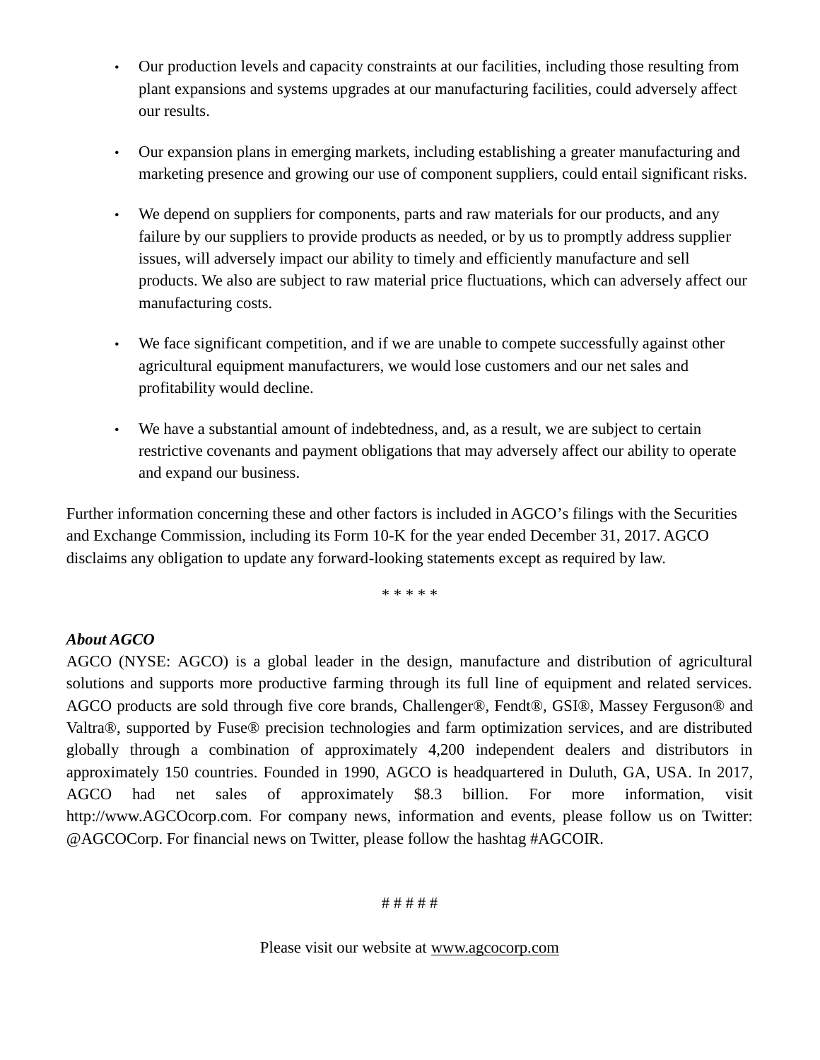- Our production levels and capacity constraints at our facilities, including those resulting from plant expansions and systems upgrades at our manufacturing facilities, could adversely affect our results.

- Our expansion plans in emerging markets, including establishing a greater manufacturing and marketing presence and growing our use of component suppliers, could entail significant risks.

- We depend on suppliers for components, parts and raw materials for our products, and any failure by our suppliers to provide products as needed, or by us to promptly address supplier issues, will adversely impact our ability to timely and efficiently manufacture and sell products. We also are subject to raw material price fluctuations, which can adversely affect our manufacturing costs.

- We face significant competition, and if we are unable to compete successfully against other agricultural equipment manufacturers, we would lose customers and our net sales and profitability would decline.

- We have a substantial amount of indebtedness, and, as a result, we are subject to certain restrictive covenants and payment obligations that may adversely affect our ability to operate and expand our business.

Further information concerning these and other factors is included in AGCO's filings with the Securities and Exchange Commission, including its Form 10-K for the year ended December 31, 2017. AGCO disclaims any obligation to update any forward-looking statements except as required by law.

\* \* \* \* \*

***About AGCO***

AGCO (NYSE: AGCO) is a global leader in the design, manufacture and distribution of agricultural solutions and supports more productive farming through its full line of equipment and related services. AGCO products are sold through five core brands, Challenger®, Fendt®, GSI®, Massey Ferguson® and Valtra®, supported by Fuse® precision technologies and farm optimization services, and are distributed globally through a combination of approximately 4,200 independent dealers and distributors in approximately 150 countries. Founded in 1990, AGCO is headquartered in Duluth, GA, USA. In 2017, AGCO had net sales of approximately $8.3 billion. For more information, visit http://www.AGCOcorp.com. For company news, information and events, please follow us on Twitter: @AGCOCorp. For financial news on Twitter, please follow the hashtag #AGCOIR.

\# # # # #

Please visit our website at www.agcocorp.com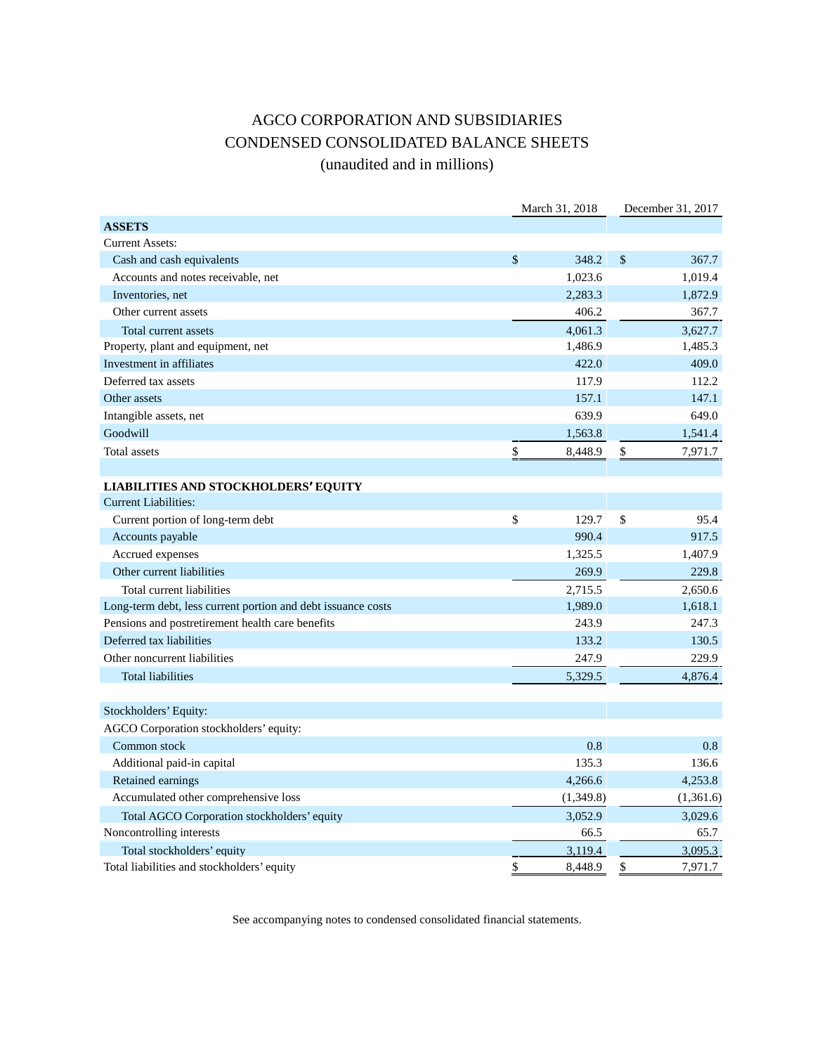# AGCO CORPORATION AND SUBSIDIARIES
## CONDENSED CONSOLIDATED BALANCE SHEETS
### (unaudited and in millions)

| | March 31, 2018 | December 31, 2017 |
|---|---|---|
| **ASSETS** | | |
| Current Assets: | | |
| Cash and cash equivalents | $ 348.2 | $ 367.7 |
| Accounts and notes receivable, net | 1,023.6 | 1,019.4 |
| Inventories, net | 2,283.3 | 1,872.9 |
| Other current assets | 406.2 | 367.7 |
| Total current assets | 4,061.3 | 3,627.7 |
| Property, plant and equipment, net | 1,486.9 | 1,485.3 |
| Investment in affiliates | 422.0 | 409.0 |
| Deferred tax assets | 117.9 | 112.2 |
| Other assets | 157.1 | 147.1 |
| Intangible assets, net | 639.9 | 649.0 |
| Goodwill | 1,563.8 | 1,541.4 |
| Total assets | $ 8,448.9 | $ 7,971.7 |
| | | |
| **LIABILITIES AND STOCKHOLDERS' EQUITY** | | |
| Current Liabilities: | | |
| Current portion of long-term debt | $ 129.7 | $ 95.4 |
| Accounts payable | 990.4 | 917.5 |
| Accrued expenses | 1,325.5 | 1,407.9 |
| Other current liabilities | 269.9 | 229.8 |
| Total current liabilities | 2,715.5 | 2,650.6 |
| Long-term debt, less current portion and debt issuance costs | 1,989.0 | 1,618.1 |
| Pensions and postretirement health care benefits | 243.9 | 247.3 |
| Deferred tax liabilities | 133.2 | 130.5 |
| Other noncurrent liabilities | 247.9 | 229.9 |
| Total liabilities | 5,329.5 | 4,876.4 |
| | | |
| Stockholders' Equity: | | |
| AGCO Corporation stockholders' equity: | | |
| Common stock | 0.8 | 0.8 |
| Additional paid-in capital | 135.3 | 136.6 |
| Retained earnings | 4,266.6 | 4,253.8 |
| Accumulated other comprehensive loss | (1,349.8) | (1,361.6) |
| Total AGCO Corporation stockholders' equity | 3,052.9 | 3,029.6 |
| Noncontrolling interests | 66.5 | 65.7 |
| Total stockholders' equity | 3,119.4 | 3,095.3 |
| Total liabilities and stockholders' equity | $ 8,448.9 | $ 7,971.7 |

See accompanying notes to condensed consolidated financial statements.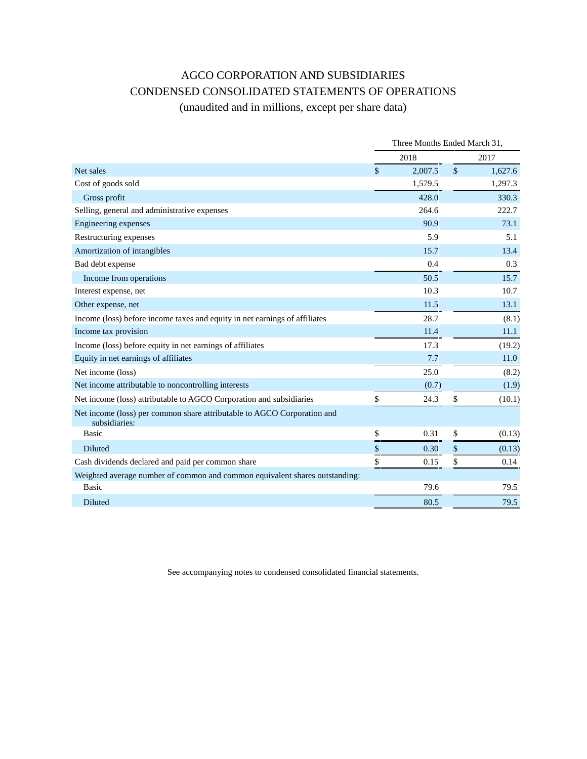# AGCO CORPORATION AND SUBSIDIARIES

## CONDENSED CONSOLIDATED STATEMENTS OF OPERATIONS

### (unaudited and in millions, except per share data)

| | Three Months Ended March 31, | |
|---|---|---|
| | 2018 | 2017 |
| Net sales | $ 2,007.5 | $ 1,627.6 |
| Cost of goods sold | 1,579.5 | 1,297.3 |
| Gross profit | 428.0 | 330.3 |
| Selling, general and administrative expenses | 264.6 | 222.7 |
| Engineering expenses | 90.9 | 73.1 |
| Restructuring expenses | 5.9 | 5.1 |
| Amortization of intangibles | 15.7 | 13.4 |
| Bad debt expense | 0.4 | 0.3 |
| Income from operations | 50.5 | 15.7 |
| Interest expense, net | 10.3 | 10.7 |
| Other expense, net | 11.5 | 13.1 |
| Income (loss) before income taxes and equity in net earnings of affiliates | 28.7 | (8.1) |
| Income tax provision | 11.4 | 11.1 |
| Income (loss) before equity in net earnings of affiliates | 17.3 | (19.2) |
| Equity in net earnings of affiliates | 7.7 | 11.0 |
| Net income (loss) | 25.0 | (8.2) |
| Net income attributable to noncontrolling interests | (0.7) | (1.9) |
| Net income (loss) attributable to AGCO Corporation and subsidiaries | $ 24.3 | $ (10.1) |
| Net income (loss) per common share attributable to AGCO Corporation and subsidiaries: | | |
| Basic | $ 0.31 | $ (0.13) |
| Diluted | $ 0.30 | $ (0.13) |
| Cash dividends declared and paid per common share | $ 0.15 | $ 0.14 |
| Weighted average number of common and common equivalent shares outstanding: | | |
| Basic | 79.6 | 79.5 |
| Diluted | 80.5 | 79.5 |

See accompanying notes to condensed consolidated financial statements.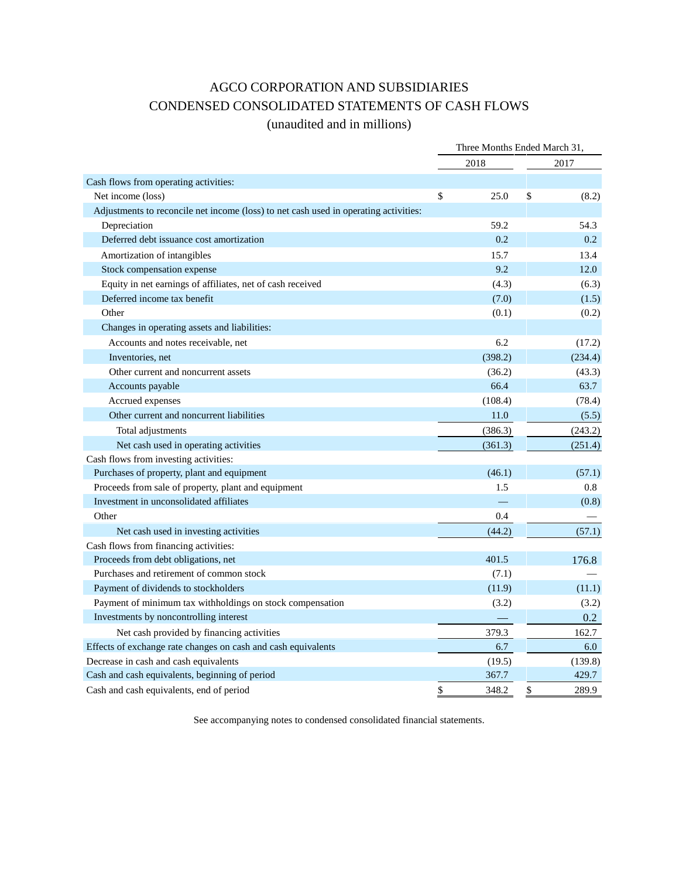# AGCO CORPORATION AND SUBSIDIARIES

## CONDENSED CONSOLIDATED STATEMENTS OF CASH FLOWS

(unaudited and in millions)

| | Three Months Ended March 31, | |
|---|---|---|
| | 2018 | 2017 |
| Cash flows from operating activities: | | |
| Net income (loss) | $ 25.0 | $ (8.2) |
| Adjustments to reconcile net income (loss) to net cash used in operating activities: | | |
| Depreciation | 59.2 | 54.3 |
| Deferred debt issuance cost amortization | 0.2 | 0.2 |
| Amortization of intangibles | 15.7 | 13.4 |
| Stock compensation expense | 9.2 | 12.0 |
| Equity in net earnings of affiliates, net of cash received | (4.3) | (6.3) |
| Deferred income tax benefit | (7.0) | (1.5) |
| Other | (0.1) | (0.2) |
| Changes in operating assets and liabilities: | | |
| Accounts and notes receivable, net | 6.2 | (17.2) |
| Inventories, net | (398.2) | (234.4) |
| Other current and noncurrent assets | (36.2) | (43.3) |
| Accounts payable | 66.4 | 63.7 |
| Accrued expenses | (108.4) | (78.4) |
| Other current and noncurrent liabilities | 11.0 | (5.5) |
| Total adjustments | (386.3) | (243.2) |
| Net cash used in operating activities | (361.3) | (251.4) |
| Cash flows from investing activities: | | |
| Purchases of property, plant and equipment | (46.1) | (57.1) |
| Proceeds from sale of property, plant and equipment | 1.5 | 0.8 |
| Investment in unconsolidated affiliates | — | (0.8) |
| Other | 0.4 | — |
| Net cash used in investing activities | (44.2) | (57.1) |
| Cash flows from financing activities: | | |
| Proceeds from debt obligations, net | 401.5 | 176.8 |
| Purchases and retirement of common stock | (7.1) | — |
| Payment of dividends to stockholders | (11.9) | (11.1) |
| Payment of minimum tax withholdings on stock compensation | (3.2) | (3.2) |
| Investments by noncontrolling interest | — | 0.2 |
| Net cash provided by financing activities | 379.3 | 162.7 |
| Effects of exchange rate changes on cash and cash equivalents | 6.7 | 6.0 |
| Decrease in cash and cash equivalents | (19.5) | (139.8) |
| Cash and cash equivalents, beginning of period | 367.7 | 429.7 |
| Cash and cash equivalents, end of period | $ 348.2 | $ 289.9 |

See accompanying notes to condensed consolidated financial statements.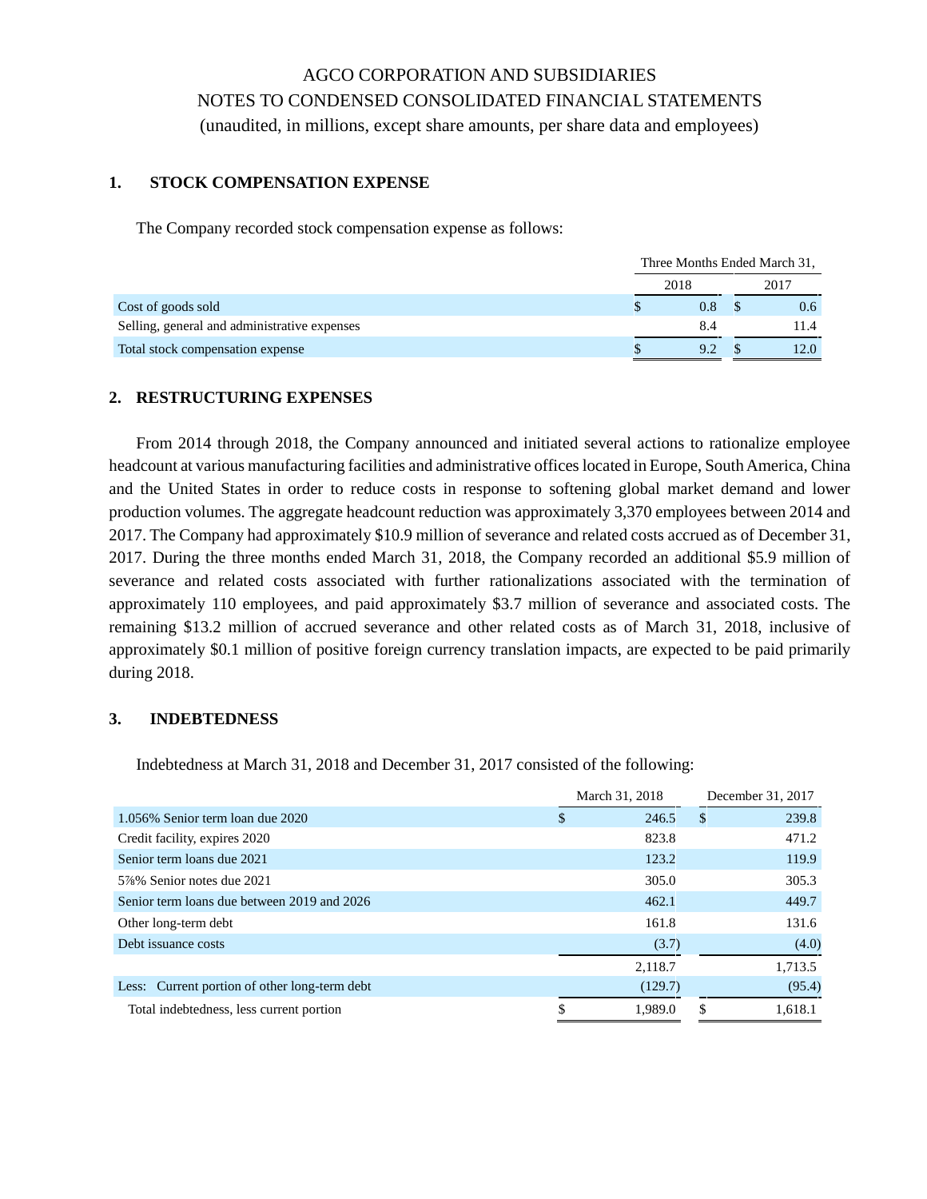AGCO CORPORATION AND SUBSIDIARIES

NOTES TO CONDENSED CONSOLIDATED FINANCIAL STATEMENTS

(unaudited, in millions, except share amounts, per share data and employees)

## 1. STOCK COMPENSATION EXPENSE

The Company recorded stock compensation expense as follows:

| | Three Months Ended March 31, | |
|---|---|---|
| | 2018 | 2017 |
| Cost of goods sold | $ 0.8 | $ 0.6 |
| Selling, general and administrative expenses | 8.4 | 11.4 |
| Total stock compensation expense | $ 9.2 | $ 12.0 |

## 2. RESTRUCTURING EXPENSES

From 2014 through 2018, the Company announced and initiated several actions to rationalize employee headcount at various manufacturing facilities and administrative offices located in Europe, South America, China and the United States in order to reduce costs in response to softening global market demand and lower production volumes. The aggregate headcount reduction was approximately 3,370 employees between 2014 and 2017. The Company had approximately $10.9 million of severance and related costs accrued as of December 31, 2017. During the three months ended March 31, 2018, the Company recorded an additional $5.9 million of severance and related costs associated with further rationalizations associated with the termination of approximately 110 employees, and paid approximately $3.7 million of severance and associated costs. The remaining $13.2 million of accrued severance and other related costs as of March 31, 2018, inclusive of approximately $0.1 million of positive foreign currency translation impacts, are expected to be paid primarily during 2018.

## 3. INDEBTEDNESS

Indebtedness at March 31, 2018 and December 31, 2017 consisted of the following:

| | March 31, 2018 | December 31, 2017 |
|---|---|---|
| 1.056% Senior term loan due 2020 | $ 246.5 | $ 239.8 |
| Credit facility, expires 2020 | 823.8 | 471.2 |
| Senior term loans due 2021 | 123.2 | 119.9 |
| 5⅞% Senior notes due 2021 | 305.0 | 305.3 |
| Senior term loans due between 2019 and 2026 | 462.1 | 449.7 |
| Other long-term debt | 161.8 | 131.6 |
| Debt issuance costs | (3.7) | (4.0) |
| | 2,118.7 | 1,713.5 |
| Less: Current portion of other long-term debt | (129.7) | (95.4) |
| Total indebtedness, less current portion | $ 1,989.0 | $ 1,618.1 |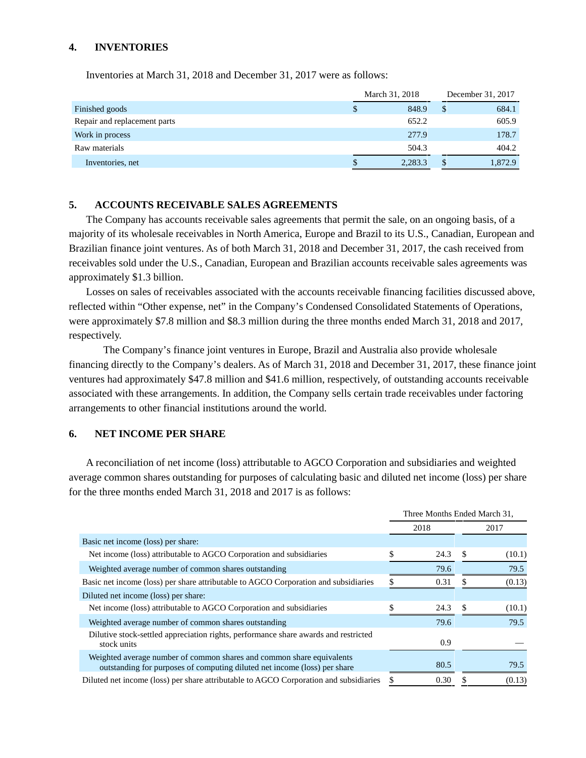## 4. INVENTORIES

Inventories at March 31, 2018 and December 31, 2017 were as follows:

| | March 31, 2018 | December 31, 2017 |
|---|---|---|
| Finished goods | $ 848.9 | $ 684.1 |
| Repair and replacement parts | 652.2 | 605.9 |
| Work in process | 277.9 | 178.7 |
| Raw materials | 504.3 | 404.2 |
| Inventories, net | $ 2,283.3 | $ 1,872.9 |

## 5. ACCOUNTS RECEIVABLE SALES AGREEMENTS

The Company has accounts receivable sales agreements that permit the sale, on an ongoing basis, of a majority of its wholesale receivables in North America, Europe and Brazil to its U.S., Canadian, European and Brazilian finance joint ventures. As of both March 31, 2018 and December 31, 2017, the cash received from receivables sold under the U.S., Canadian, European and Brazilian accounts receivable sales agreements was approximately $1.3 billion.

Losses on sales of receivables associated with the accounts receivable financing facilities discussed above, reflected within "Other expense, net" in the Company's Condensed Consolidated Statements of Operations, were approximately $7.8 million and $8.3 million during the three months ended March 31, 2018 and 2017, respectively.

The Company's finance joint ventures in Europe, Brazil and Australia also provide wholesale financing directly to the Company's dealers. As of March 31, 2018 and December 31, 2017, these finance joint ventures had approximately $47.8 million and $41.6 million, respectively, of outstanding accounts receivable associated with these arrangements. In addition, the Company sells certain trade receivables under factoring arrangements to other financial institutions around the world.

## 6. NET INCOME PER SHARE

A reconciliation of net income (loss) attributable to AGCO Corporation and subsidiaries and weighted average common shares outstanding for purposes of calculating basic and diluted net income (loss) per share for the three months ended March 31, 2018 and 2017 is as follows:

| | Three Months Ended March 31, | |
|---|---|---|
| | 2018 | 2017 |
| Basic net income (loss) per share: | | |
| Net income (loss) attributable to AGCO Corporation and subsidiaries | $ 24.3 | $ (10.1) |
| Weighted average number of common shares outstanding | 79.6 | 79.5 |
| Basic net income (loss) per share attributable to AGCO Corporation and subsidiaries | $ 0.31 | $ (0.13) |
| Diluted net income (loss) per share: | | |
| Net income (loss) attributable to AGCO Corporation and subsidiaries | $ 24.3 | $ (10.1) |
| Weighted average number of common shares outstanding | 79.6 | 79.5 |
| Dilutive stock-settled appreciation rights, performance share awards and restricted stock units | 0.9 | — |
| Weighted average number of common shares and common share equivalents outstanding for purposes of computing diluted net income (loss) per share | 80.5 | 79.5 |
| Diluted net income (loss) per share attributable to AGCO Corporation and subsidiaries | $ 0.30 | $ (0.13) |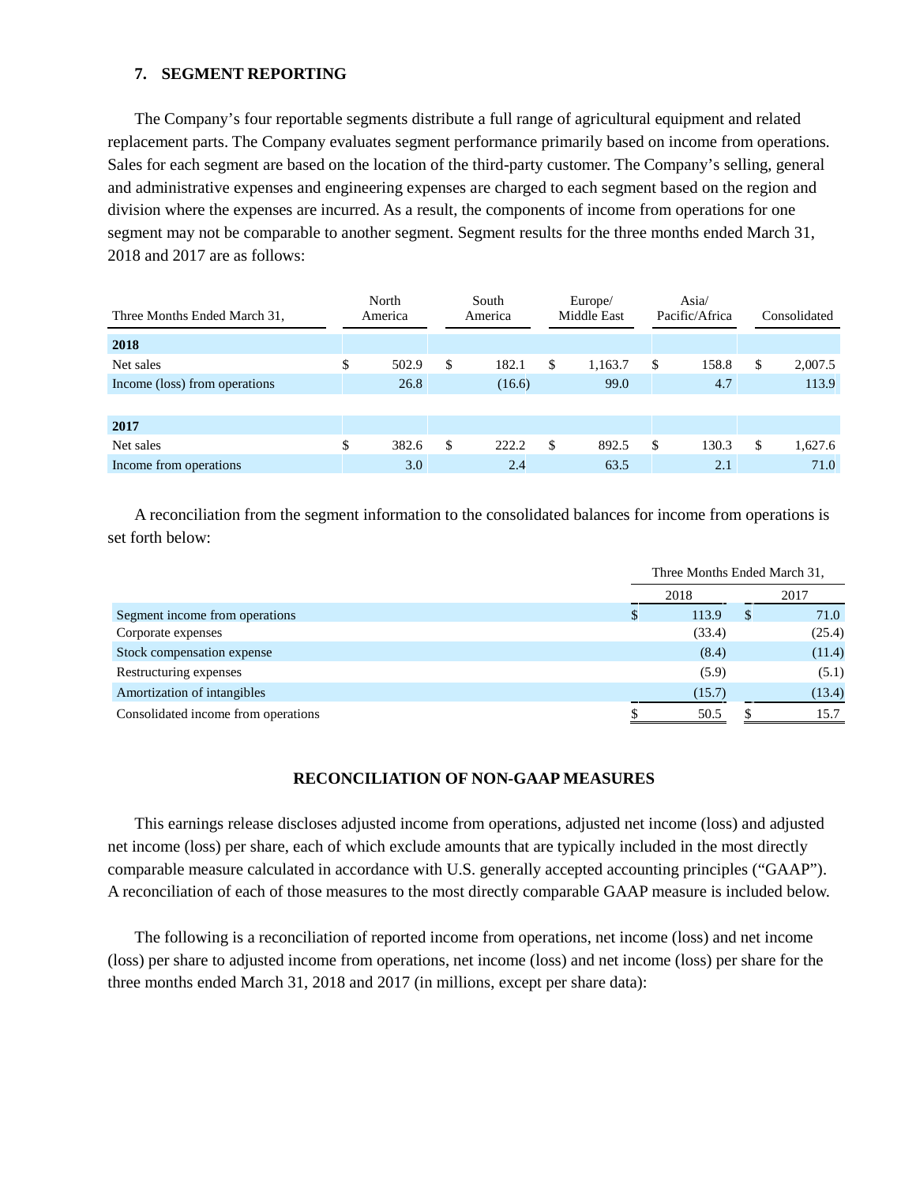## 7. SEGMENT REPORTING

The Company's four reportable segments distribute a full range of agricultural equipment and related replacement parts. The Company evaluates segment performance primarily based on income from operations. Sales for each segment are based on the location of the third-party customer. The Company's selling, general and administrative expenses and engineering expenses are charged to each segment based on the region and division where the expenses are incurred. As a result, the components of income from operations for one segment may not be comparable to another segment. Segment results for the three months ended March 31, 2018 and 2017 are as follows:

| Three Months Ended March 31, | North America | South America | Europe/ Middle East | Asia/ Pacific/Africa | Consolidated |
|---|---|---|---|---|---|
| **2018** | | | | | |
| Net sales | $ 502.9 | $ 182.1 | $ 1,163.7 | $ 158.8 | $ 2,007.5 |
| Income (loss) from operations | 26.8 | (16.6) | 99.0 | 4.7 | 113.9 |
| | | | | | |
| **2017** | | | | | |
| Net sales | $ 382.6 | $ 222.2 | $ 892.5 | $ 130.3 | $ 1,627.6 |
| Income from operations | 3.0 | 2.4 | 63.5 | 2.1 | 71.0 |

A reconciliation from the segment information to the consolidated balances for income from operations is set forth below:

| | Three Months Ended March 31, | |
|---|---|---|
| | 2018 | 2017 |
| Segment income from operations | $ 113.9 | $ 71.0 |
| Corporate expenses | (33.4) | (25.4) |
| Stock compensation expense | (8.4) | (11.4) |
| Restructuring expenses | (5.9) | (5.1) |
| Amortization of intangibles | (15.7) | (13.4) |
| Consolidated income from operations | $ 50.5 | $ 15.7 |

## RECONCILIATION OF NON-GAAP MEASURES

This earnings release discloses adjusted income from operations, adjusted net income (loss) and adjusted net income (loss) per share, each of which exclude amounts that are typically included in the most directly comparable measure calculated in accordance with U.S. generally accepted accounting principles ("GAAP"). A reconciliation of each of those measures to the most directly comparable GAAP measure is included below.

The following is a reconciliation of reported income from operations, net income (loss) and net income (loss) per share to adjusted income from operations, net income (loss) and net income (loss) per share for the three months ended March 31, 2018 and 2017 (in millions, except per share data):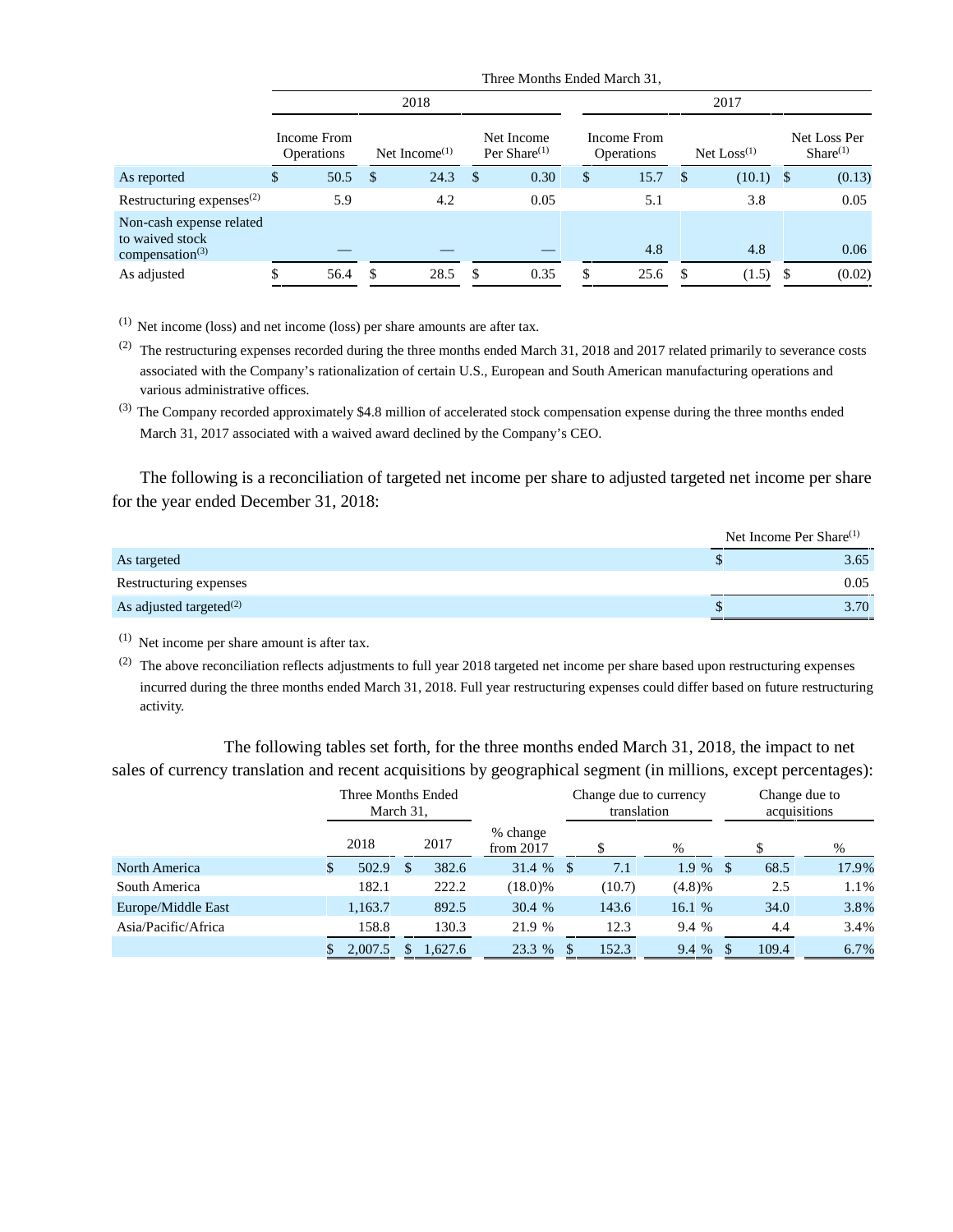| | Three Months Ended March 31, | | | | | |
|---|---|---|---|---|---|---|
| | 2018 | | | 2017 | | |
| | Income From Operations | Net Income[(1)] | Net Income Per Share[(1)] | Income From Operations | Net Loss[(1)] | Net Loss Per Share[(1)] |
| As reported | $ 50.5 | $ 24.3 | $ 0.30 | $ 15.7 | $ (10.1) | $ (0.13) |
| Restructuring expenses[(2)] | 5.9 | 4.2 | 0.05 | 5.1 | 3.8 | 0.05 |
| Non-cash expense related to waived stock compensation[(3)] | — | — | — | 4.8 | 4.8 | 0.06 |
| As adjusted | $ 56.4 | $ 28.5 | $ 0.35 | $ 25.6 | $ (1.5) | $ (0.02) |

(1) Net income (loss) and net income (loss) per share amounts are after tax.

(2) The restructuring expenses recorded during the three months ended March 31, 2018 and 2017 related primarily to severance costs associated with the Company's rationalization of certain U.S., European and South American manufacturing operations and various administrative offices.

(3) The Company recorded approximately $4.8 million of accelerated stock compensation expense during the three months ended March 31, 2017 associated with a waived award declined by the Company's CEO.

The following is a reconciliation of targeted net income per share to adjusted targeted net income per share for the year ended December 31, 2018:

| | Net Income Per Share[(1)] |
|---|---|
| As targeted | $ 3.65 |
| Restructuring expenses | 0.05 |
| As adjusted targeted[(2)] | $ 3.70 |

(1) Net income per share amount is after tax.

(2) The above reconciliation reflects adjustments to full year 2018 targeted net income per share based upon restructuring expenses incurred during the three months ended March 31, 2018. Full year restructuring expenses could differ based on future restructuring activity.

The following tables set forth, for the three months ended March 31, 2018, the impact to net sales of currency translation and recent acquisitions by geographical segment (in millions, except percentages):

| | Three Months Ended March 31, | | | Change due to currency translation | | Change due to acquisitions | |
|---|---|---|---|---|---|---|---|
| | 2018 | 2017 | % change from 2017 | $ | % | $ | % |
| North America | $ 502.9 | $ 382.6 | 31.4 % | $ 7.1 | 1.9 % | $ 68.5 | 17.9% |
| South America | 182.1 | 222.2 | (18.0)% | (10.7) | (4.8)% | 2.5 | 1.1% |
| Europe/Middle East | 1,163.7 | 892.5 | 30.4 % | 143.6 | 16.1 % | 34.0 | 3.8% |
| Asia/Pacific/Africa | 158.8 | 130.3 | 21.9 % | 12.3 | 9.4 % | 4.4 | 3.4% |
| | $ 2,007.5 | $ 1,627.6 | 23.3 % | $ 152.3 | 9.4 % | $ 109.4 | 6.7% |